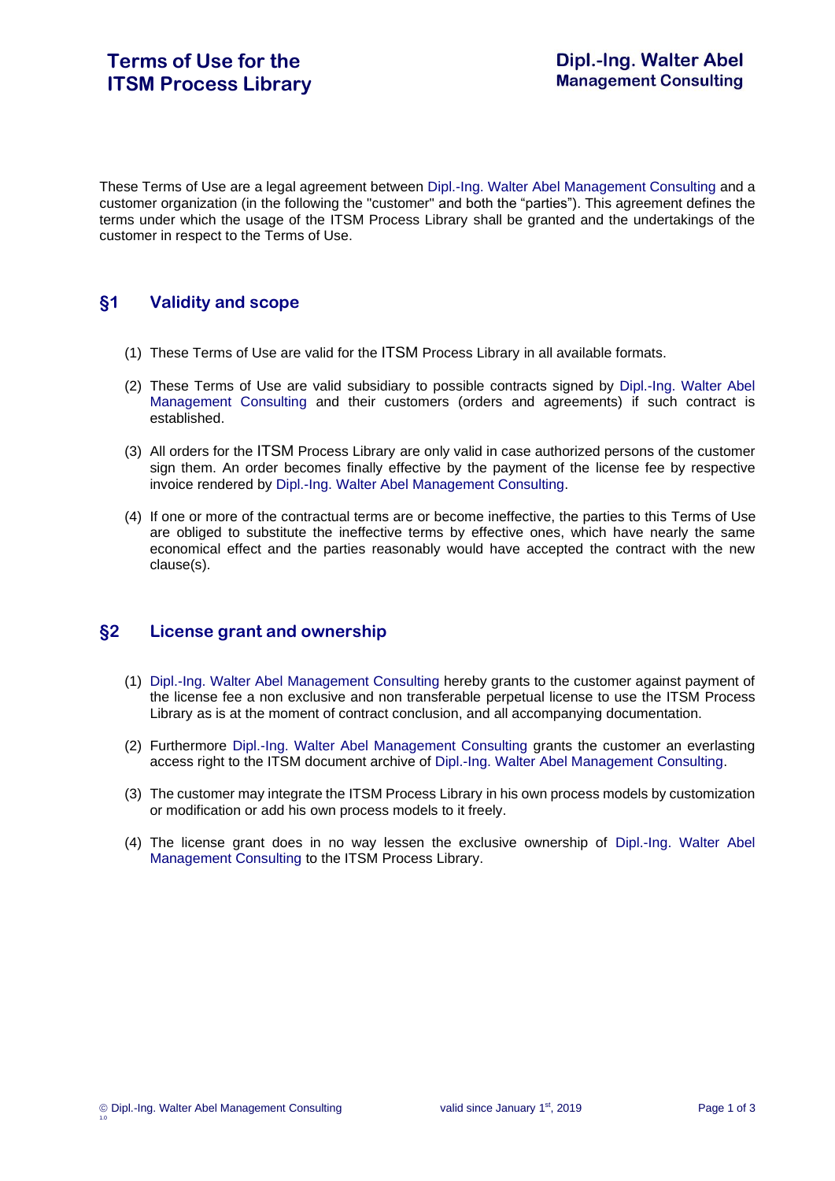# Terms of Use for the ITSM Process Library

**Dipl.-Ing. Walter Abel Management Consulting**

These Terms of Use are a legal agreement between Dipl.-Ing. Walter Abel Management Consulting and a customer organization (in the following the "customer" and both the “parties”). This agreement defines the terms under which the usage of the ITSM Process Library shall be granted and the undertakings of the customer in respect to the Terms of Use.

## §1 Validity and scope

(1) These Terms of Use are valid for the ITSM Process Library in all available formats.

(2) These Terms of Use are valid subsidiary to possible contracts signed by Dipl.-Ing. Walter Abel Management Consulting and their customers (orders and agreements) if such contract is established.

(3) All orders for the ITSM Process Library are only valid in case authorized persons of the customer sign them. An order becomes finally effective by the payment of the license fee by respective invoice rendered by Dipl.-Ing. Walter Abel Management Consulting.

(4) If one or more of the contractual terms are or become ineffective, the parties to this Terms of Use are obliged to substitute the ineffective terms by effective ones, which have nearly the same economical effect and the parties reasonably would have accepted the contract with the new clause(s).

## §2 License grant and ownership

(1) Dipl.-Ing. Walter Abel Management Consulting hereby grants to the customer against payment of the license fee a non exclusive and non transferable perpetual license to use the ITSM Process Library as is at the moment of contract conclusion, and all accompanying documentation.

(2) Furthermore Dipl.-Ing. Walter Abel Management Consulting grants the customer an everlasting access right to the ITSM document archive of Dipl.-Ing. Walter Abel Management Consulting.

(3) The customer may integrate the ITSM Process Library in his own process models by customization or modification or add his own process models to it freely.

(4) The license grant does in no way lessen the exclusive ownership of Dipl.-Ing. Walter Abel Management Consulting to the ITSM Process Library.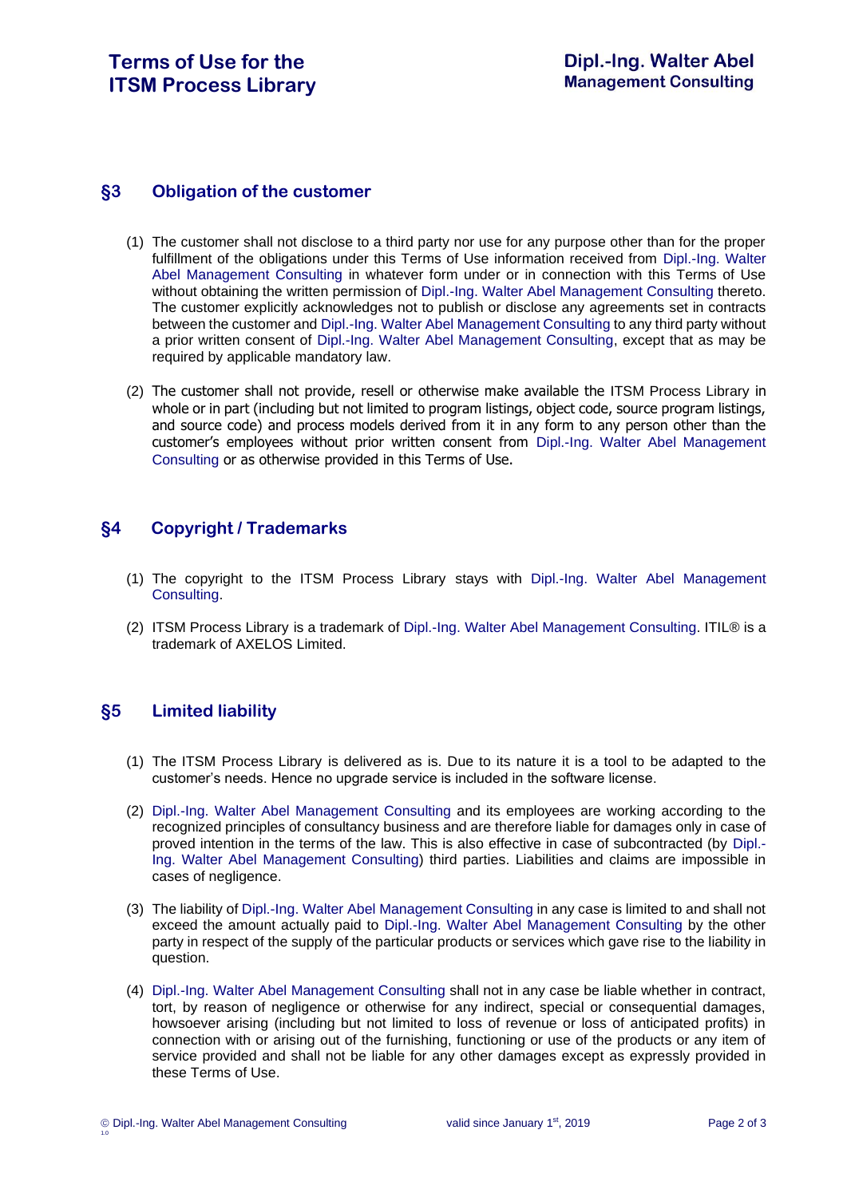## §3 Obligation of the customer

(1) The customer shall not disclose to a third party nor use for any purpose other than for the proper fulfillment of the obligations under this Terms of Use information received from Dipl.-Ing. Walter Abel Management Consulting in whatever form under or in connection with this Terms of Use without obtaining the written permission of Dipl.-Ing. Walter Abel Management Consulting thereto. The customer explicitly acknowledges not to publish or disclose any agreements set in contracts between the customer and Dipl.-Ing. Walter Abel Management Consulting to any third party without a prior written consent of Dipl.-Ing. Walter Abel Management Consulting, except that as may be required by applicable mandatory law.

(2) The customer shall not provide, resell or otherwise make available the ITSM Process Library in whole or in part (including but not limited to program listings, object code, source program listings, and source code) and process models derived from it in any form to any person other than the customer's employees without prior written consent from Dipl.-Ing. Walter Abel Management Consulting or as otherwise provided in this Terms of Use.

## §4 Copyright / Trademarks

(1) The copyright to the ITSM Process Library stays with Dipl.-Ing. Walter Abel Management Consulting.

(2) ITSM Process Library is a trademark of Dipl.-Ing. Walter Abel Management Consulting. ITIL® is a trademark of AXELOS Limited.

## §5 Limited liability

(1) The ITSM Process Library is delivered as is. Due to its nature it is a tool to be adapted to the customer's needs. Hence no upgrade service is included in the software license.

(2) Dipl.-Ing. Walter Abel Management Consulting and its employees are working according to the recognized principles of consultancy business and are therefore liable for damages only in case of proved intention in the terms of the law. This is also effective in case of subcontracted (by Dipl.-Ing. Walter Abel Management Consulting) third parties. Liabilities and claims are impossible in cases of negligence.

(3) The liability of Dipl.-Ing. Walter Abel Management Consulting in any case is limited to and shall not exceed the amount actually paid to Dipl.-Ing. Walter Abel Management Consulting by the other party in respect of the supply of the particular products or services which gave rise to the liability in question.

(4) Dipl.-Ing. Walter Abel Management Consulting shall not in any case be liable whether in contract, tort, by reason of negligence or otherwise for any indirect, special or consequential damages, howsoever arising (including but not limited to loss of revenue or loss of anticipated profits) in connection with or arising out of the furnishing, functioning or use of the products or any item of service provided and shall not be liable for any other damages except as expressly provided in these Terms of Use.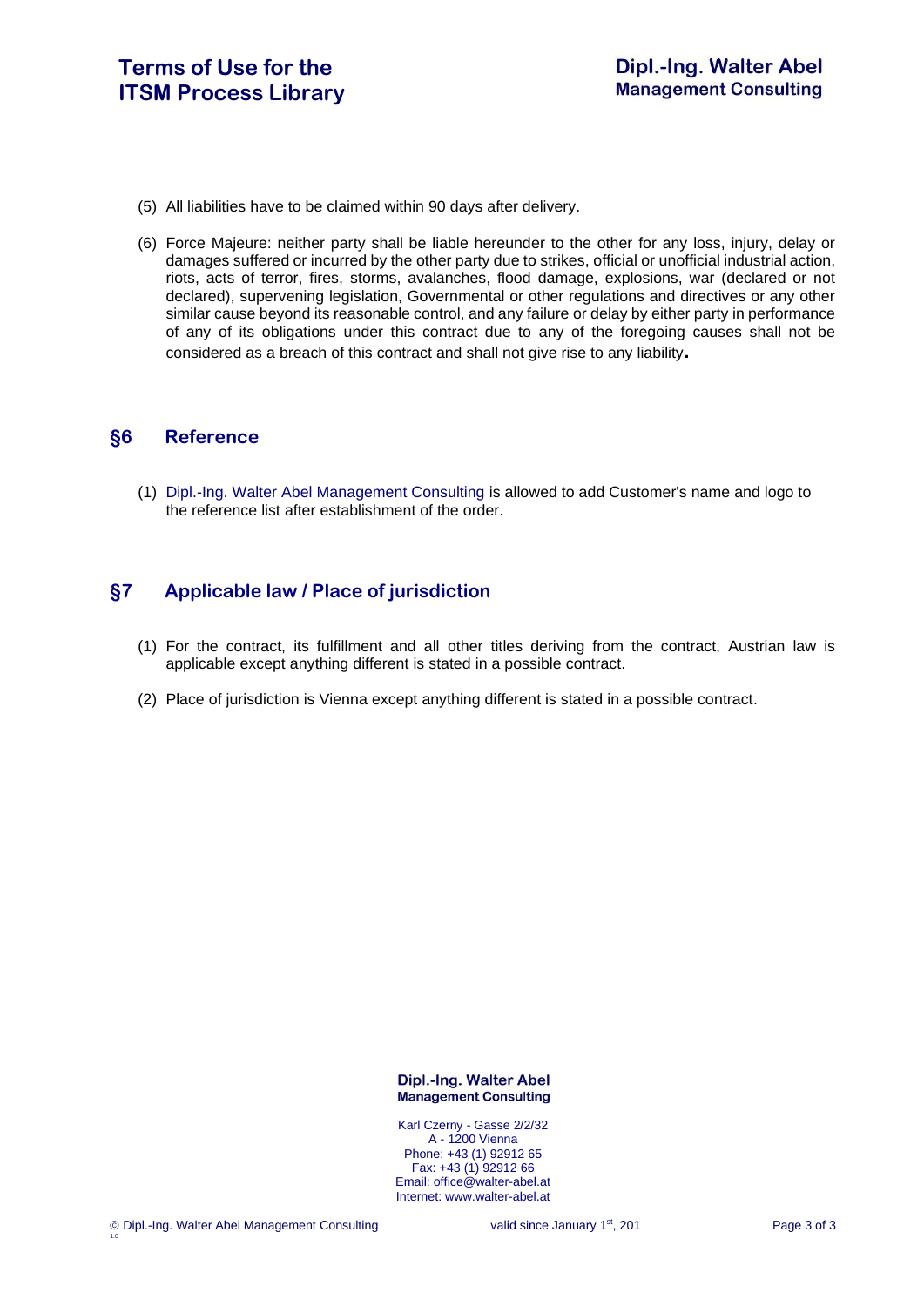(5) All liabilities have to be claimed within 90 days after delivery.

(6) Force Majeure: neither party shall be liable hereunder to the other for any loss, injury, delay or damages suffered or incurred by the other party due to strikes, official or unofficial industrial action, riots, acts of terror, fires, storms, avalanches, flood damage, explosions, war (declared or not declared), supervening legislation, Governmental or other regulations and directives or any other similar cause beyond its reasonable control, and any failure or delay by either party in performance of any of its obligations under this contract due to any of the foregoing causes shall not be considered as a breach of this contract and shall not give rise to any liability.

## §6 Reference

(1) Dipl.-Ing. Walter Abel Management Consulting is allowed to add Customer's name and logo to the reference list after establishment of the order.

## §7 Applicable law / Place of jurisdiction

(1) For the contract, its fulfillment and all other titles deriving from the contract, Austrian law is applicable except anything different is stated in a possible contract.

(2) Place of jurisdiction is Vienna except anything different is stated in a possible contract.

**Dipl.-Ing. Walter Abel**
**Management Consulting**

Karl Czerny - Gasse 2/2/32
A - 1200 Vienna
Phone: +43 (1) 92912 65
Fax: +43 (1) 92912 66
Email: office@walter-abel.at
Internet: www.walter-abel.at